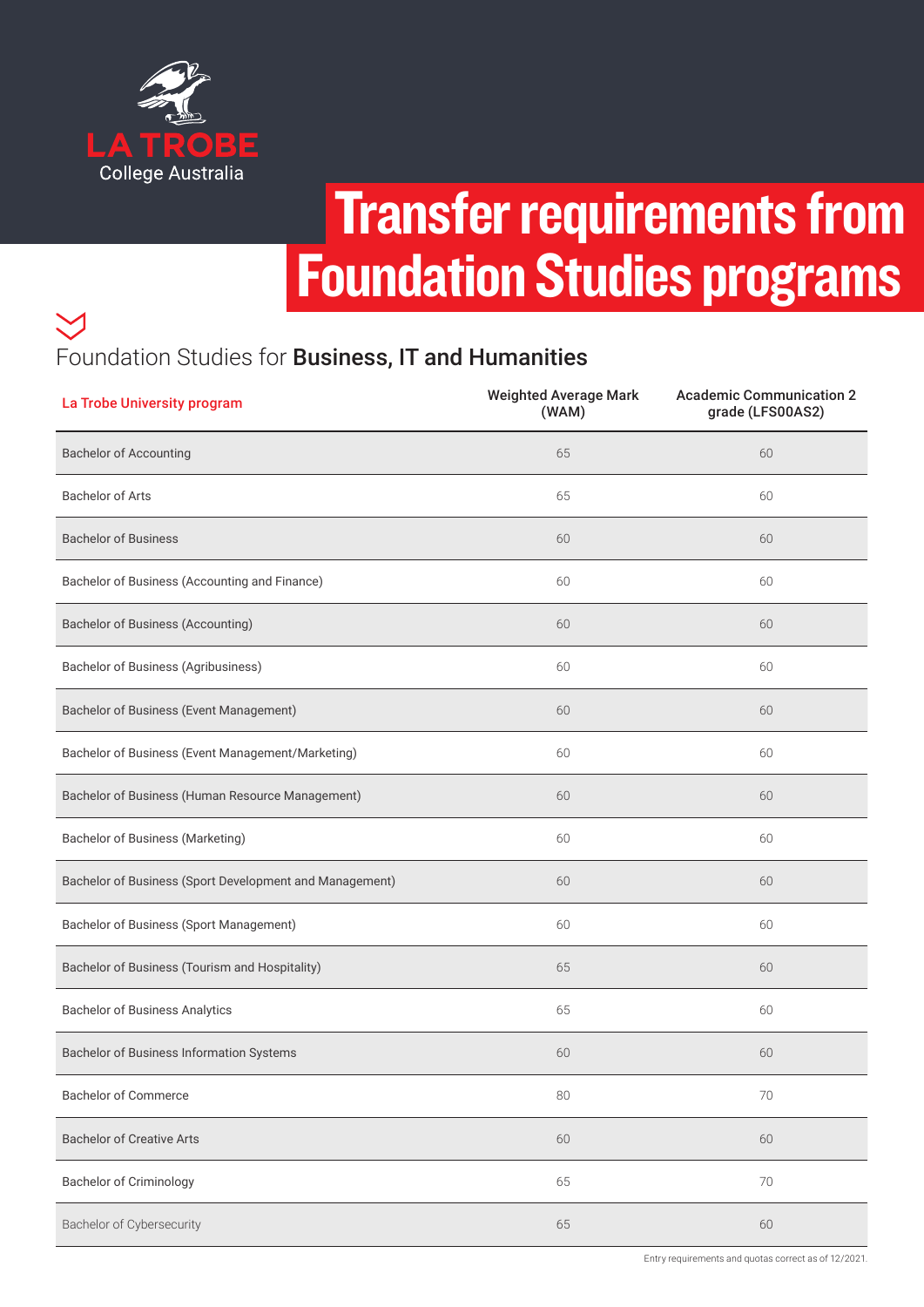LA TROBE
College Australia

# Transfer requirements from Foundation Studies programs

## Foundation Studies for **Business, IT and Humanities**

| La Trobe University program | Weighted Average Mark (WAM) | Academic Communication 2 grade (LFS00AS2) |
|---|---|---|
| Bachelor of Accounting | 65 | 60 |
| Bachelor of Arts | 65 | 60 |
| Bachelor of Business | 60 | 60 |
| Bachelor of Business (Accounting and Finance) | 60 | 60 |
| Bachelor of Business (Accounting) | 60 | 60 |
| Bachelor of Business (Agribusiness) | 60 | 60 |
| Bachelor of Business (Event Management) | 60 | 60 |
| Bachelor of Business (Event Management/Marketing) | 60 | 60 |
| Bachelor of Business (Human Resource Management) | 60 | 60 |
| Bachelor of Business (Marketing) | 60 | 60 |
| Bachelor of Business (Sport Development and Management) | 60 | 60 |
| Bachelor of Business (Sport Management) | 60 | 60 |
| Bachelor of Business (Tourism and Hospitality) | 65 | 60 |
| Bachelor of Business Analytics | 65 | 60 |
| Bachelor of Business Information Systems | 60 | 60 |
| Bachelor of Commerce | 80 | 70 |
| Bachelor of Creative Arts | 60 | 60 |
| Bachelor of Criminology | 65 | 70 |
| Bachelor of Cybersecurity | 65 | 60 |

Entry requirements and quotas correct as of 12/2021.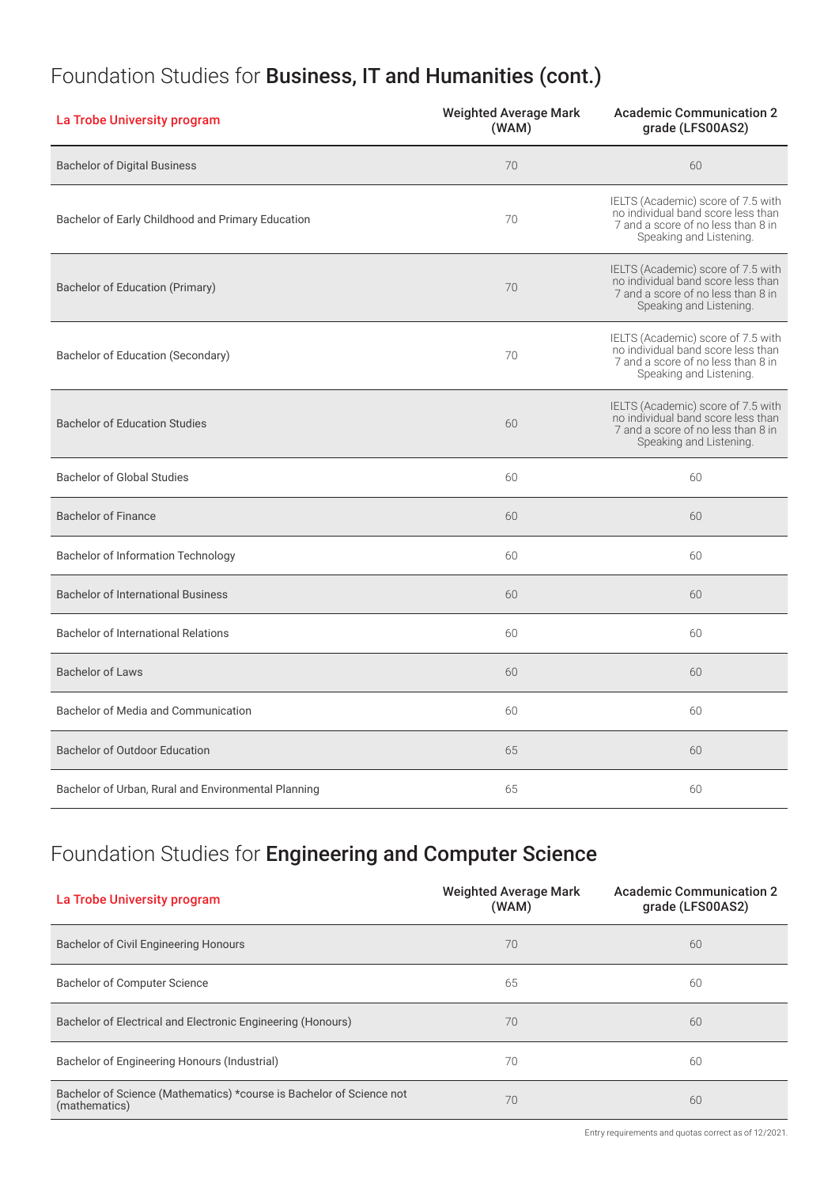## Foundation Studies for **Business, IT and Humanities (cont.)**

| La Trobe University program | Weighted Average Mark (WAM) | Academic Communication 2 grade (LFS00AS2) |
|---|---|---|
| Bachelor of Digital Business | 70 | 60 |
| Bachelor of Early Childhood and Primary Education | 70 | IELTS (Academic) score of 7.5 with no individual band score less than 7 and a score of no less than 8 in Speaking and Listening. |
| Bachelor of Education (Primary) | 70 | IELTS (Academic) score of 7.5 with no individual band score less than 7 and a score of no less than 8 in Speaking and Listening. |
| Bachelor of Education (Secondary) | 70 | IELTS (Academic) score of 7.5 with no individual band score less than 7 and a score of no less than 8 in Speaking and Listening. |
| Bachelor of Education Studies | 60 | IELTS (Academic) score of 7.5 with no individual band score less than 7 and a score of no less than 8 in Speaking and Listening. |
| Bachelor of Global Studies | 60 | 60 |
| Bachelor of Finance | 60 | 60 |
| Bachelor of Information Technology | 60 | 60 |
| Bachelor of International Business | 60 | 60 |
| Bachelor of International Relations | 60 | 60 |
| Bachelor of Laws | 60 | 60 |
| Bachelor of Media and Communication | 60 | 60 |
| Bachelor of Outdoor Education | 65 | 60 |
| Bachelor of Urban, Rural and Environmental Planning | 65 | 60 |

## Foundation Studies for **Engineering and Computer Science**

| La Trobe University program | Weighted Average Mark (WAM) | Academic Communication 2 grade (LFS00AS2) |
|---|---|---|
| Bachelor of Civil Engineering Honours | 70 | 60 |
| Bachelor of Computer Science | 65 | 60 |
| Bachelor of Electrical and Electronic Engineering (Honours) | 70 | 60 |
| Bachelor of Engineering Honours (Industrial) | 70 | 60 |
| Bachelor of Science (Mathematics) *course is Bachelor of Science not (mathematics) | 70 | 60 |

Entry requirements and quotas correct as of 12/2021.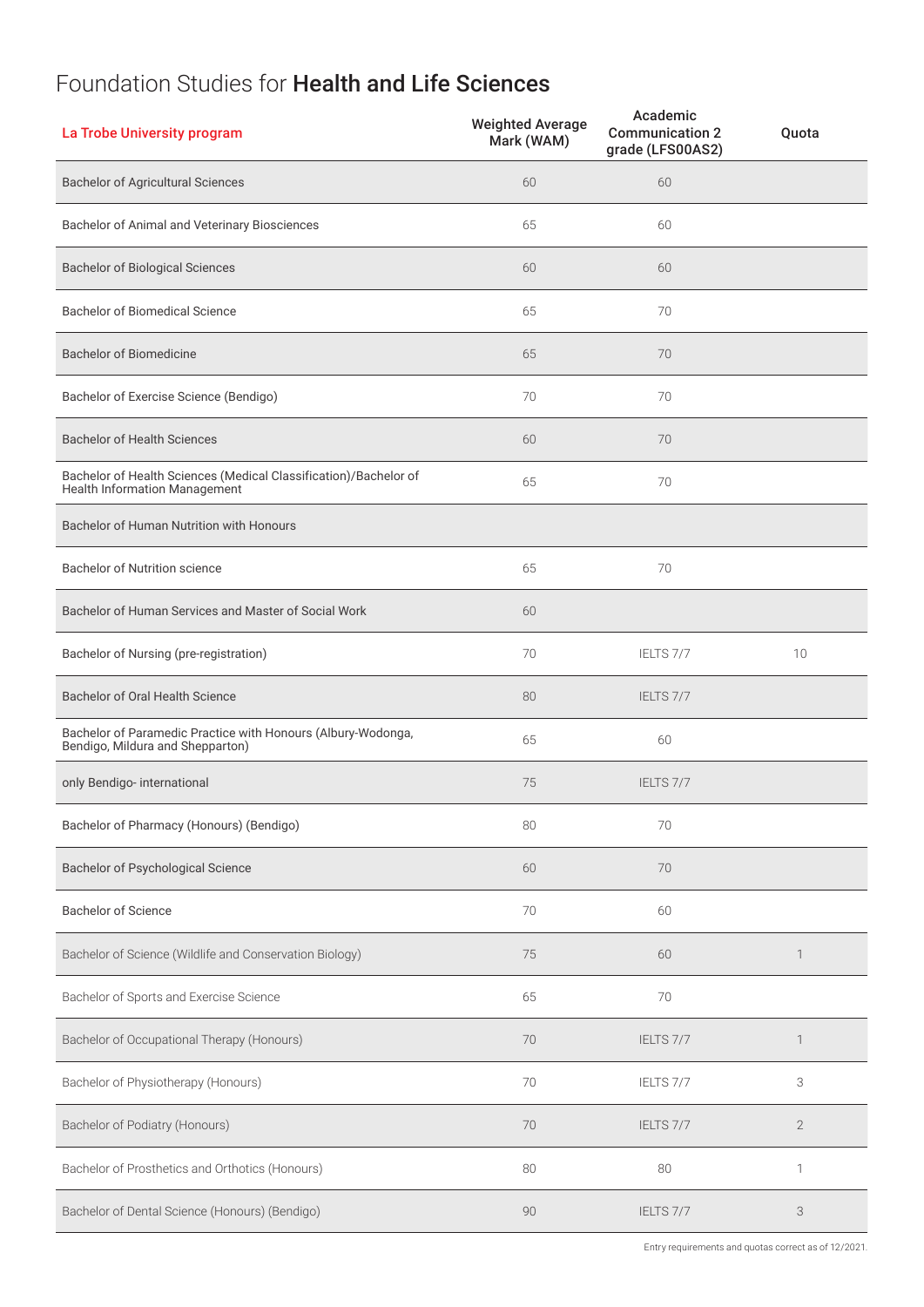# Foundation Studies for **Health and Life Sciences**

| La Trobe University program | Weighted Average Mark (WAM) | Academic Communication 2 grade (LFS00AS2) | Quota |
|---|---|---|---|
| Bachelor of Agricultural Sciences | 60 | 60 | |
| Bachelor of Animal and Veterinary Biosciences | 65 | 60 | |
| Bachelor of Biological Sciences | 60 | 60 | |
| Bachelor of Biomedical Science | 65 | 70 | |
| Bachelor of Biomedicine | 65 | 70 | |
| Bachelor of Exercise Science (Bendigo) | 70 | 70 | |
| Bachelor of Health Sciences | 60 | 70 | |
| Bachelor of Health Sciences (Medical Classification)/Bachelor of Health Information Management | 65 | 70 | |
| Bachelor of Human Nutrition with Honours | | | |
| Bachelor of Nutrition science | 65 | 70 | |
| Bachelor of Human Services and Master of Social Work | 60 | | |
| Bachelor of Nursing (pre-registration) | 70 | IELTS 7/7 | 10 |
| Bachelor of Oral Health Science | 80 | IELTS 7/7 | |
| Bachelor of Paramedic Practice with Honours (Albury-Wodonga, Bendigo, Mildura and Shepparton) | 65 | 60 | |
| only Bendigo- international | 75 | IELTS 7/7 | |
| Bachelor of Pharmacy (Honours) (Bendigo) | 80 | 70 | |
| Bachelor of Psychological Science | 60 | 70 | |
| Bachelor of Science | 70 | 60 | |
| Bachelor of Science (Wildlife and Conservation Biology) | 75 | 60 | 1 |
| Bachelor of Sports and Exercise Science | 65 | 70 | |
| Bachelor of Occupational Therapy (Honours) | 70 | IELTS 7/7 | 1 |
| Bachelor of Physiotherapy (Honours) | 70 | IELTS 7/7 | 3 |
| Bachelor of Podiatry (Honours) | 70 | IELTS 7/7 | 2 |
| Bachelor of Prosthetics and Orthotics (Honours) | 80 | 80 | 1 |
| Bachelor of Dental Science (Honours) (Bendigo) | 90 | IELTS 7/7 | 3 |

Entry requirements and quotas correct as of 12/2021.